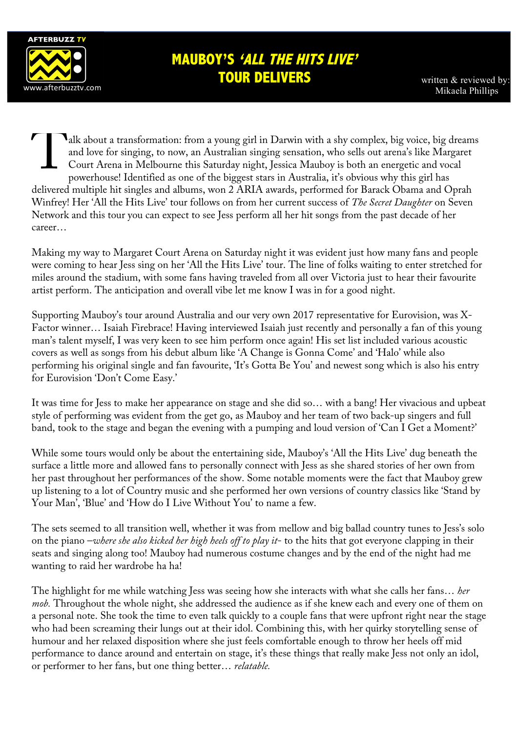AFTERBUZZ TV

www.afterbuzztv.com

# MAUBOY'S *'ALL THE HITS LIVE'* TOUR DELIVERS

written & reviewed by: Mikaela Phillips

Talk about a transformation: from a young girl in Darwin with a shy complex, big voice, big dreams and love for singing, to now, an Australian singing sensation, who sells out arena's like Margaret Court Arena in Melbourne this Saturday night, Jessica Mauboy is both an energetic and vocal powerhouse! Identified as one of the biggest stars in Australia, it's obvious why this girl has delivered multiple hit singles and albums, won 2 ARIA awards, performed for Barack Obama and Oprah Winfrey! Her 'All the Hits Live' tour follows on from her current success of *The Secret Daughter* on Seven Network and this tour you can expect to see Jess perform all her hit songs from the past decade of her career…

Making my way to Margaret Court Arena on Saturday night it was evident just how many fans and people were coming to hear Jess sing on her 'All the Hits Live' tour. The line of folks waiting to enter stretched for miles around the stadium, with some fans having traveled from all over Victoria just to hear their favourite artist perform. The anticipation and overall vibe let me know I was in for a good night.

Supporting Mauboy's tour around Australia and our very own 2017 representative for Eurovision, was X-Factor winner… Isaiah Firebrace! Having interviewed Isaiah just recently and personally a fan of this young man's talent myself, I was very keen to see him perform once again! His set list included various acoustic covers as well as songs from his debut album like 'A Change is Gonna Come' and 'Halo' while also performing his original single and fan favourite, 'It's Gotta Be You' and newest song which is also his entry for Eurovision 'Don't Come Easy.'

It was time for Jess to make her appearance on stage and she did so… with a bang! Her vivacious and upbeat style of performing was evident from the get go, as Mauboy and her team of two back-up singers and full band, took to the stage and began the evening with a pumping and loud version of 'Can I Get a Moment?'

While some tours would only be about the entertaining side, Mauboy's 'All the Hits Live' dug beneath the surface a little more and allowed fans to personally connect with Jess as she shared stories of her own from her past throughout her performances of the show. Some notable moments were the fact that Mauboy grew up listening to a lot of Country music and she performed her own versions of country classics like 'Stand by Your Man', 'Blue' and 'How do I Live Without You' to name a few.

The sets seemed to all transition well, whether it was from mellow and big ballad country tunes to Jess's solo on the piano –*where she also kicked her high heels off to play it*- to the hits that got everyone clapping in their seats and singing along too! Mauboy had numerous costume changes and by the end of the night had me wanting to raid her wardrobe ha ha!

The highlight for me while watching Jess was seeing how she interacts with what she calls her fans… *her mob.* Throughout the whole night, she addressed the audience as if she knew each and every one of them on a personal note. She took the time to even talk quickly to a couple fans that were upfront right near the stage who had been screaming their lungs out at their idol. Combining this, with her quirky storytelling sense of humour and her relaxed disposition where she just feels comfortable enough to throw her heels off mid performance to dance around and entertain on stage, it's these things that really make Jess not only an idol, or performer to her fans, but one thing better… *relatable.*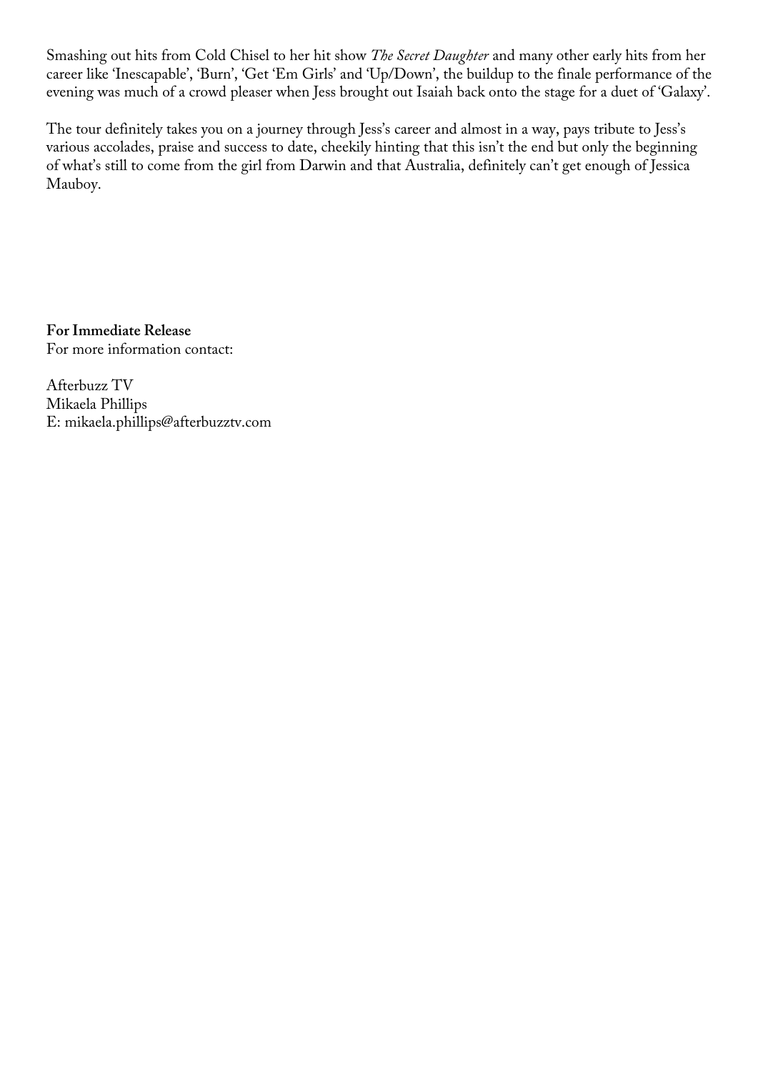Smashing out hits from Cold Chisel to her hit show *The Secret Daughter* and many other early hits from her career like 'Inescapable', 'Burn', 'Get 'Em Girls' and 'Up/Down', the buildup to the finale performance of the evening was much of a crowd pleaser when Jess brought out Isaiah back onto the stage for a duet of 'Galaxy'.

The tour definitely takes you on a journey through Jess's career and almost in a way, pays tribute to Jess's various accolades, praise and success to date, cheekily hinting that this isn't the end but only the beginning of what's still to come from the girl from Darwin and that Australia, definitely can't get enough of Jessica Mauboy.

**For Immediate Release**
For more information contact:

Afterbuzz TV
Mikaela Phillips
E: mikaela.phillips@afterbuzztv.com